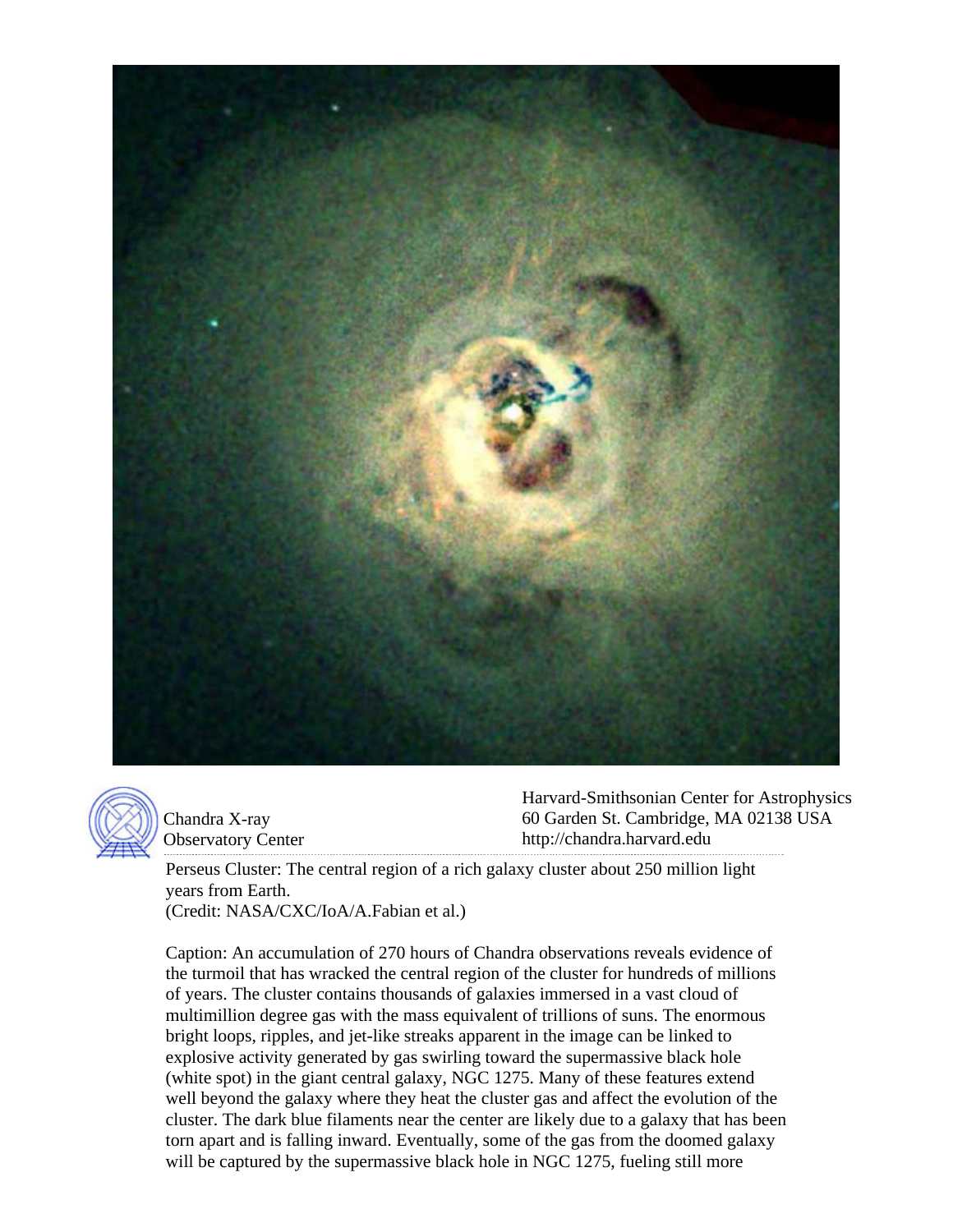Chandra X-ray Observatory Center

Harvard-Smithsonian Center for Astrophysics
60 Garden St. Cambridge, MA 02138 USA
http://chandra.harvard.edu

Perseus Cluster: The central region of a rich galaxy cluster about 250 million light years from Earth.
(Credit: NASA/CXC/IoA/A.Fabian et al.)

Caption: An accumulation of 270 hours of Chandra observations reveals evidence of the turmoil that has wracked the central region of the cluster for hundreds of millions of years. The cluster contains thousands of galaxies immersed in a vast cloud of multimillion degree gas with the mass equivalent of trillions of suns. The enormous bright loops, ripples, and jet-like streaks apparent in the image can be linked to explosive activity generated by gas swirling toward the supermassive black hole (white spot) in the giant central galaxy, NGC 1275. Many of these features extend well beyond the galaxy where they heat the cluster gas and affect the evolution of the cluster. The dark blue filaments near the center are likely due to a galaxy that has been torn apart and is falling inward. Eventually, some of the gas from the doomed galaxy will be captured by the supermassive black hole in NGC 1275, fueling still more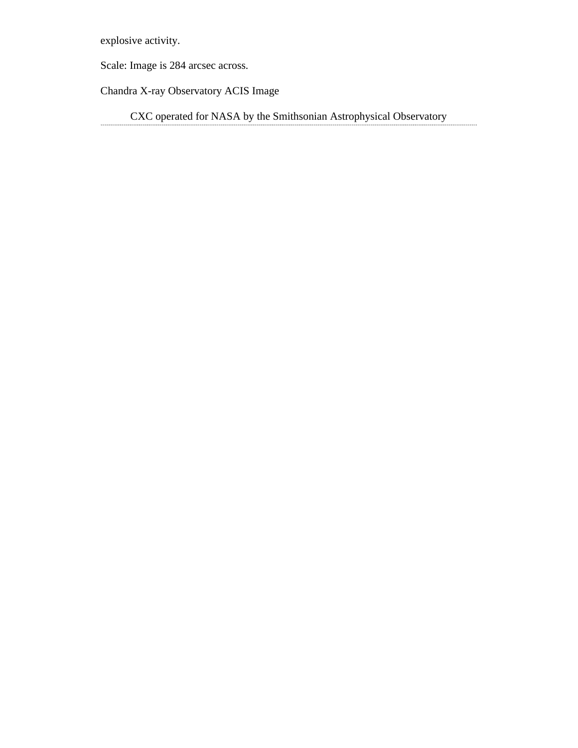explosive activity.

Scale: Image is 284 arcsec across.

Chandra X-ray Observatory ACIS Image

CXC operated for NASA by the Smithsonian Astrophysical Observatory